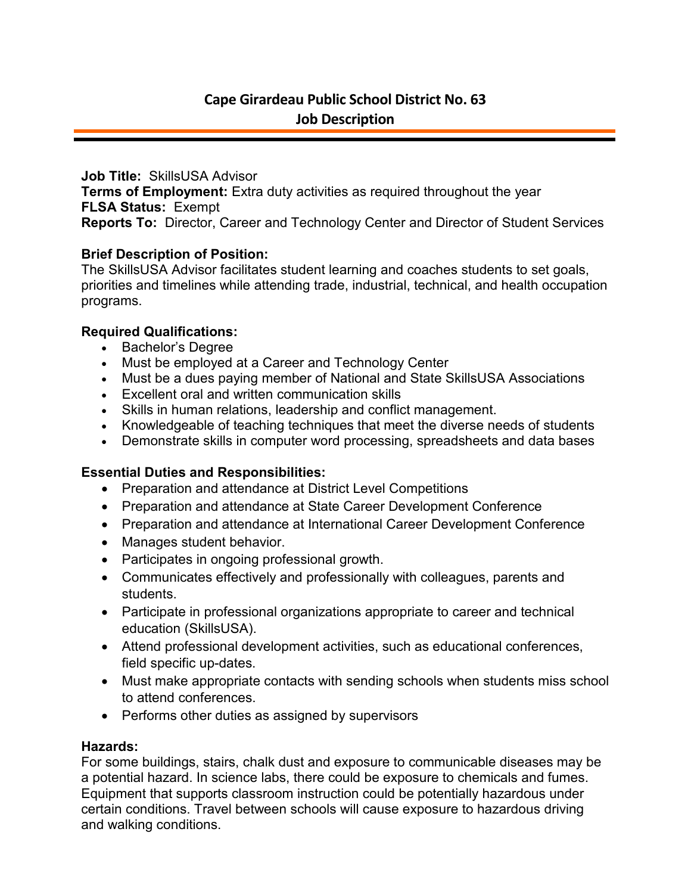# Cape Girardeau Public School District No. 63
## Job Description

**Job Title:** SkillsUSA Advisor
**Terms of Employment:** Extra duty activities as required throughout the year
**FLSA Status:** Exempt
**Reports To:** Director, Career and Technology Center and Director of Student Services

**Brief Description of Position:**
The SkillsUSA Advisor facilitates student learning and coaches students to set goals, priorities and timelines while attending trade, industrial, technical, and health occupation programs.

**Required Qualifications:**
- Bachelor's Degree
- Must be employed at a Career and Technology Center
- Must be a dues paying member of National and State SkillsUSA Associations
- Excellent oral and written communication skills
- Skills in human relations, leadership and conflict management.
- Knowledgeable of teaching techniques that meet the diverse needs of students
- Demonstrate skills in computer word processing, spreadsheets and data bases

**Essential Duties and Responsibilities:**
- Preparation and attendance at District Level Competitions
- Preparation and attendance at State Career Development Conference
- Preparation and attendance at International Career Development Conference
- Manages student behavior.
- Participates in ongoing professional growth.
- Communicates effectively and professionally with colleagues, parents and students.
- Participate in professional organizations appropriate to career and technical education (SkillsUSA).
- Attend professional development activities, such as educational conferences, field specific up-dates.
- Must make appropriate contacts with sending schools when students miss school to attend conferences.
- Performs other duties as assigned by supervisors

**Hazards:**
For some buildings, stairs, chalk dust and exposure to communicable diseases may be a potential hazard. In science labs, there could be exposure to chemicals and fumes. Equipment that supports classroom instruction could be potentially hazardous under certain conditions. Travel between schools will cause exposure to hazardous driving and walking conditions.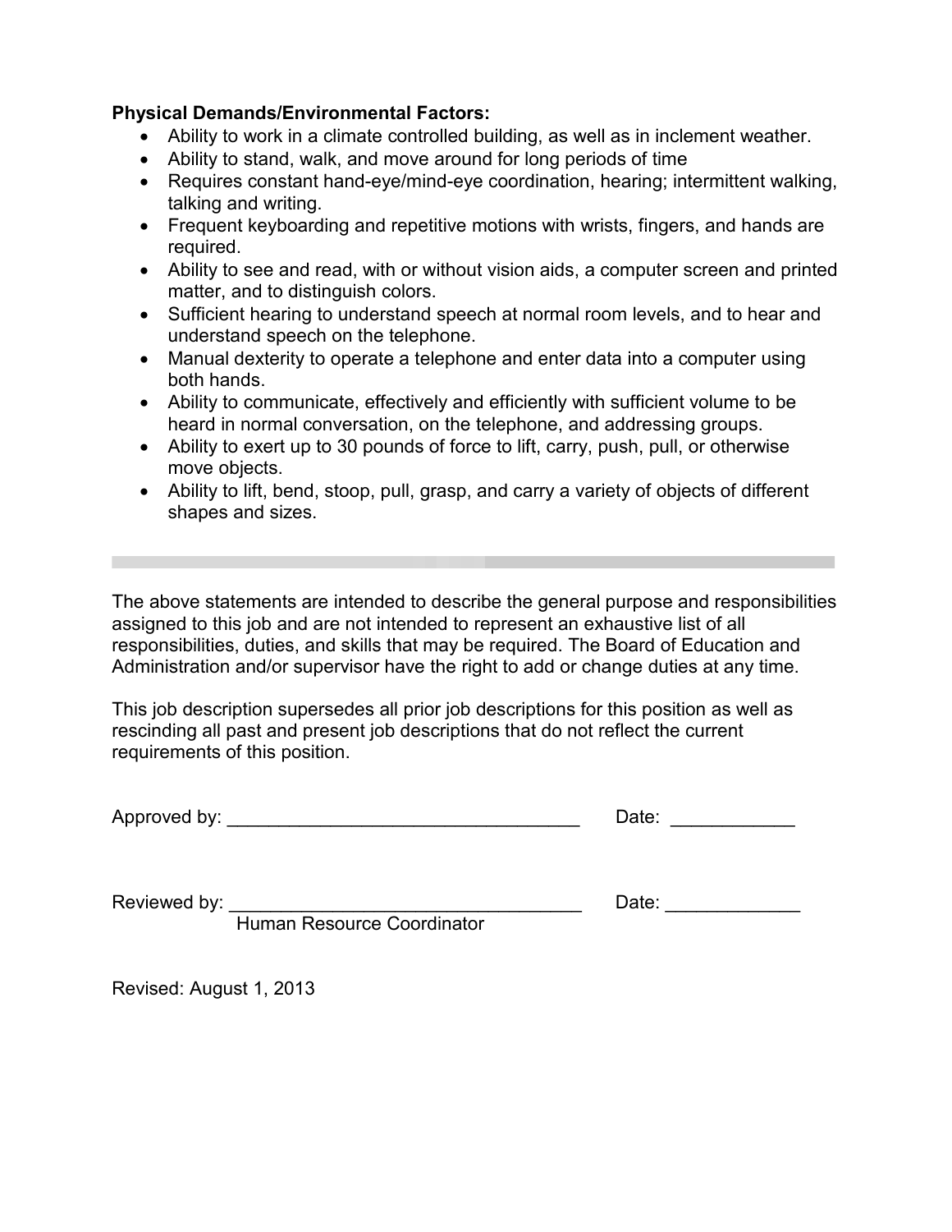**Physical Demands/Environmental Factors:**

- Ability to work in a climate controlled building, as well as in inclement weather.
- Ability to stand, walk, and move around for long periods of time
- Requires constant hand-eye/mind-eye coordination, hearing; intermittent walking, talking and writing.
- Frequent keyboarding and repetitive motions with wrists, fingers, and hands are required.
- Ability to see and read, with or without vision aids, a computer screen and printed matter, and to distinguish colors.
- Sufficient hearing to understand speech at normal room levels, and to hear and understand speech on the telephone.
- Manual dexterity to operate a telephone and enter data into a computer using both hands.
- Ability to communicate, effectively and efficiently with sufficient volume to be heard in normal conversation, on the telephone, and addressing groups.
- Ability to exert up to 30 pounds of force to lift, carry, push, pull, or otherwise move objects.
- Ability to lift, bend, stoop, pull, grasp, and carry a variety of objects of different shapes and sizes.

---

The above statements are intended to describe the general purpose and responsibilities assigned to this job and are not intended to represent an exhaustive list of all responsibilities, duties, and skills that may be required. The Board of Education and Administration and/or supervisor have the right to add or change duties at any time.

This job description supersedes all prior job descriptions for this position as well as rescinding all past and present job descriptions that do not reflect the current requirements of this position.

Approved by: ___________________________________ Date: ____________

Reviewed by: ___________________________________ Date: _____________
Human Resource Coordinator

Revised: August 1, 2013